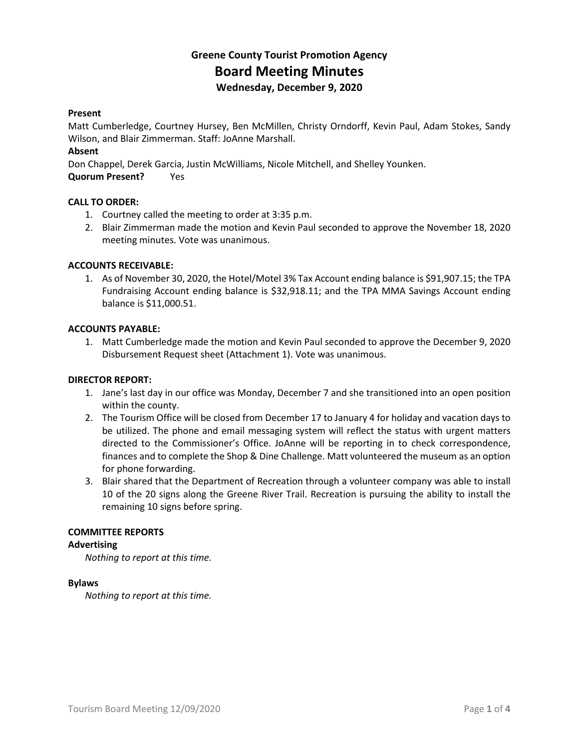### Greene County Tourist Promotion Agency

# Board Meeting Minutes

### Wednesday, December 9, 2020

**Present**
Matt Cumberledge, Courtney Hursey, Ben McMillen, Christy Orndorff, Kevin Paul, Adam Stokes, Sandy Wilson, and Blair Zimmerman. Staff: JoAnne Marshall.

**Absent**
Don Chappel, Derek Garcia, Justin McWilliams, Nicole Mitchell, and Shelley Younken.

**Quorum Present?** Yes

**CALL TO ORDER:**

1. Courtney called the meeting to order at 3:35 p.m.
2. Blair Zimmerman made the motion and Kevin Paul seconded to approve the November 18, 2020 meeting minutes. Vote was unanimous.

**ACCOUNTS RECEIVABLE:**

1. As of November 30, 2020, the Hotel/Motel 3% Tax Account ending balance is $91,907.15; the TPA Fundraising Account ending balance is $32,918.11; and the TPA MMA Savings Account ending balance is $11,000.51.

**ACCOUNTS PAYABLE:**

1. Matt Cumberledge made the motion and Kevin Paul seconded to approve the December 9, 2020 Disbursement Request sheet (Attachment 1). Vote was unanimous.

**DIRECTOR REPORT:**

1. Jane's last day in our office was Monday, December 7 and she transitioned into an open position within the county.
2. The Tourism Office will be closed from December 17 to January 4 for holiday and vacation days to be utilized. The phone and email messaging system will reflect the status with urgent matters directed to the Commissioner's Office. JoAnne will be reporting in to check correspondence, finances and to complete the Shop & Dine Challenge. Matt volunteered the museum as an option for phone forwarding.
3. Blair shared that the Department of Recreation through a volunteer company was able to install 10 of the 20 signs along the Greene River Trail. Recreation is pursuing the ability to install the remaining 10 signs before spring.

**COMMITTEE REPORTS**

**Advertising**

*Nothing to report at this time.*

**Bylaws**

*Nothing to report at this time.*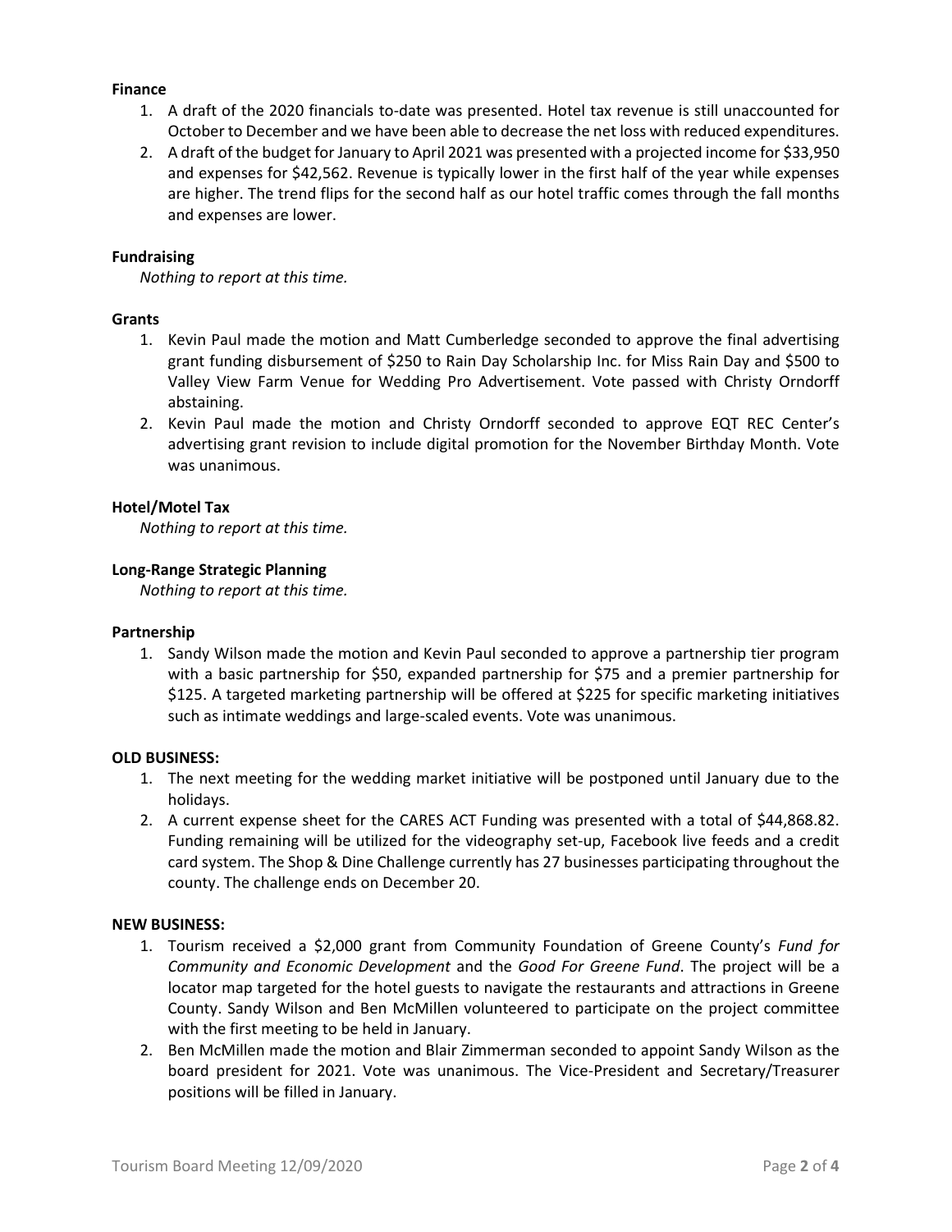**Finance**

1. A draft of the 2020 financials to-date was presented. Hotel tax revenue is still unaccounted for October to December and we have been able to decrease the net loss with reduced expenditures.
2. A draft of the budget for January to April 2021 was presented with a projected income for $33,950 and expenses for $42,562. Revenue is typically lower in the first half of the year while expenses are higher. The trend flips for the second half as our hotel traffic comes through the fall months and expenses are lower.

**Fundraising**

*Nothing to report at this time.*

**Grants**

1. Kevin Paul made the motion and Matt Cumberledge seconded to approve the final advertising grant funding disbursement of $250 to Rain Day Scholarship Inc. for Miss Rain Day and $500 to Valley View Farm Venue for Wedding Pro Advertisement. Vote passed with Christy Orndorff abstaining.
2. Kevin Paul made the motion and Christy Orndorff seconded to approve EQT REC Center's advertising grant revision to include digital promotion for the November Birthday Month. Vote was unanimous.

**Hotel/Motel Tax**

*Nothing to report at this time.*

**Long-Range Strategic Planning**

*Nothing to report at this time.*

**Partnership**

1. Sandy Wilson made the motion and Kevin Paul seconded to approve a partnership tier program with a basic partnership for $50, expanded partnership for $75 and a premier partnership for $125. A targeted marketing partnership will be offered at $225 for specific marketing initiatives such as intimate weddings and large-scaled events. Vote was unanimous.

**OLD BUSINESS:**

1. The next meeting for the wedding market initiative will be postponed until January due to the holidays.
2. A current expense sheet for the CARES ACT Funding was presented with a total of $44,868.82. Funding remaining will be utilized for the videography set-up, Facebook live feeds and a credit card system. The Shop & Dine Challenge currently has 27 businesses participating throughout the county. The challenge ends on December 20.

**NEW BUSINESS:**

1. Tourism received a $2,000 grant from Community Foundation of Greene County's *Fund for Community and Economic Development* and the *Good For Greene Fund*. The project will be a locator map targeted for the hotel guests to navigate the restaurants and attractions in Greene County. Sandy Wilson and Ben McMillen volunteered to participate on the project committee with the first meeting to be held in January.
2. Ben McMillen made the motion and Blair Zimmerman seconded to appoint Sandy Wilson as the board president for 2021. Vote was unanimous. The Vice-President and Secretary/Treasurer positions will be filled in January.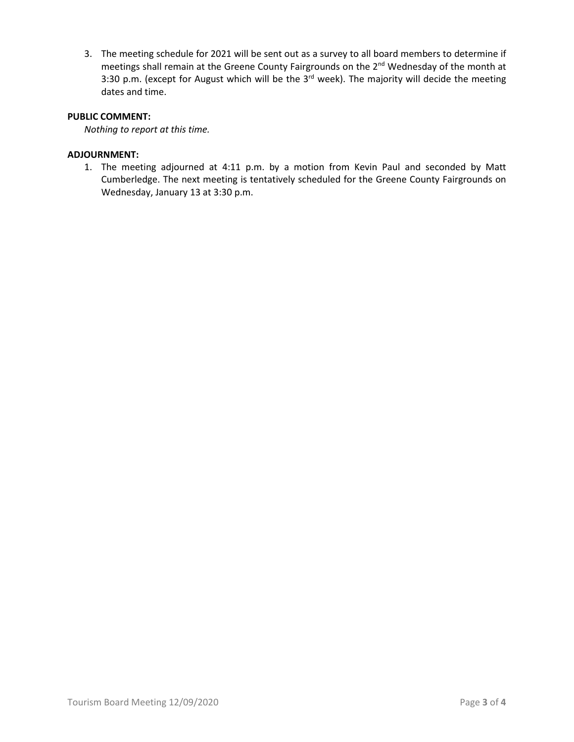3. The meeting schedule for 2021 will be sent out as a survey to all board members to determine if meetings shall remain at the Greene County Fairgrounds on the 2nd Wednesday of the month at 3:30 p.m. (except for August which will be the 3rd week). The majority will decide the meeting dates and time.

**PUBLIC COMMENT:**

*Nothing to report at this time.*

**ADJOURNMENT:**

1. The meeting adjourned at 4:11 p.m. by a motion from Kevin Paul and seconded by Matt Cumberledge. The next meeting is tentatively scheduled for the Greene County Fairgrounds on Wednesday, January 13 at 3:30 p.m.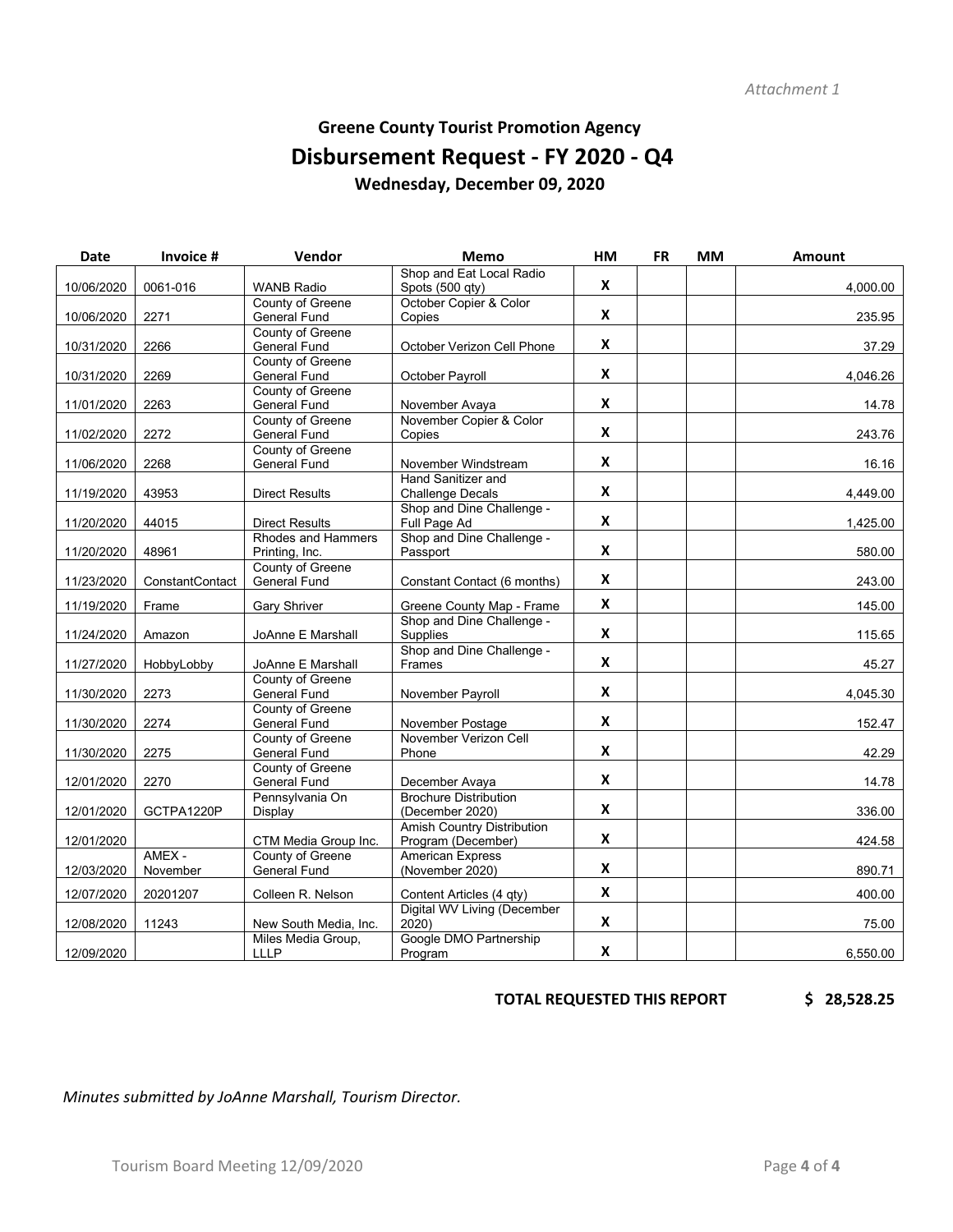*Attachment 1*

## Greene County Tourist Promotion Agency

# Disbursement Request - FY 2020 - Q4

### Wednesday, December 09, 2020

| Date | Invoice # | Vendor | Memo | HM | FR | MM | Amount |
|---|---|---|---|---|---|---|---|
| 10/06/2020 | 0061-016 | WANB Radio | Shop and Eat Local Radio Spots (500 qty) | X | | | 4,000.00 |
| 10/06/2020 | 2271 | County of Greene General Fund | October Copier & Color Copies | X | | | 235.95 |
| 10/31/2020 | 2266 | County of Greene General Fund | October Verizon Cell Phone | X | | | 37.29 |
| 10/31/2020 | 2269 | County of Greene General Fund | October Payroll | X | | | 4,046.26 |
| 11/01/2020 | 2263 | County of Greene General Fund | November Avaya | X | | | 14.78 |
| 11/02/2020 | 2272 | County of Greene General Fund | November Copier & Color Copies | X | | | 243.76 |
| 11/06/2020 | 2268 | County of Greene General Fund | November Windstream | X | | | 16.16 |
| 11/19/2020 | 43953 | Direct Results | Hand Sanitizer and Challenge Decals | X | | | 4,449.00 |
| 11/20/2020 | 44015 | Direct Results | Shop and Dine Challenge - Full Page Ad | X | | | 1,425.00 |
| 11/20/2020 | 48961 | Rhodes and Hammers Printing, Inc. | Shop and Dine Challenge - Passport | X | | | 580.00 |
| 11/23/2020 | ConstantContact | County of Greene General Fund | Constant Contact (6 months) | X | | | 243.00 |
| 11/19/2020 | Frame | Gary Shriver | Greene County Map - Frame | X | | | 145.00 |
| 11/24/2020 | Amazon | JoAnne E Marshall | Shop and Dine Challenge - Supplies | X | | | 115.65 |
| 11/27/2020 | HobbyLobby | JoAnne E Marshall | Shop and Dine Challenge - Frames | X | | | 45.27 |
| 11/30/2020 | 2273 | County of Greene General Fund | November Payroll | X | | | 4,045.30 |
| 11/30/2020 | 2274 | County of Greene General Fund | November Postage | X | | | 152.47 |
| 11/30/2020 | 2275 | County of Greene General Fund | November Verizon Cell Phone | X | | | 42.29 |
| 12/01/2020 | 2270 | County of Greene General Fund | December Avaya | X | | | 14.78 |
| 12/01/2020 | GCTPA1220P | Pennsylvania On Display | Brochure Distribution (December 2020) | X | | | 336.00 |
| 12/01/2020 | | CTM Media Group Inc. | Amish Country Distribution Program (December) | X | | | 424.58 |
| 12/03/2020 | AMEX - November | County of Greene General Fund | American Express (November 2020) | X | | | 890.71 |
| 12/07/2020 | 20201207 | Colleen R. Nelson | Content Articles (4 qty) | X | | | 400.00 |
| 12/08/2020 | 11243 | New South Media, Inc. | Digital WV Living (December 2020) | X | | | 75.00 |
| 12/09/2020 | | Miles Media Group, LLLP | Google DMO Partnership Program | X | | | 6,550.00 |

**TOTAL REQUESTED THIS REPORT** **$ 28,528.25**

*Minutes submitted by JoAnne Marshall, Tourism Director.*